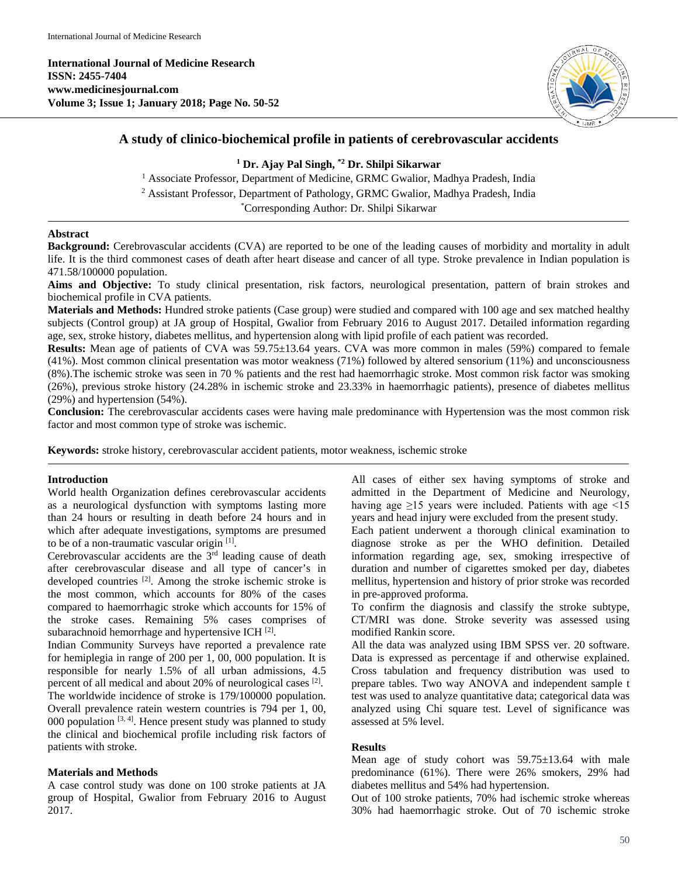**International Journal of Medicine Research**
**ISSN: 2455-7404**
**www.medicinesjournal.com**
**Volume 3; Issue 1; January 2018; Page No. 50-52**

# A study of clinico-biochemical profile in patients of cerebrovascular accidents

**[1] Dr. Ajay Pal Singh, *[2] Dr. Shilpi Sikarwar**

[1] Associate Professor, Department of Medicine, GRMC Gwalior, Madhya Pradesh, India
[2] Assistant Professor, Department of Pathology, GRMC Gwalior, Madhya Pradesh, India
*Corresponding Author: Dr. Shilpi Sikarwar

## Abstract

**Background:** Cerebrovascular accidents (CVA) are reported to be one of the leading causes of morbidity and mortality in adult life. It is the third commonest cases of death after heart disease and cancer of all type. Stroke prevalence in Indian population is 471.58/100000 population.

**Aims and Objective:** To study clinical presentation, risk factors, neurological presentation, pattern of brain strokes and biochemical profile in CVA patients.

**Materials and Methods:** Hundred stroke patients (Case group) were studied and compared with 100 age and sex matched healthy subjects (Control group) at JA group of Hospital, Gwalior from February 2016 to August 2017. Detailed information regarding age, sex, stroke history, diabetes mellitus, and hypertension along with lipid profile of each patient was recorded.

**Results:** Mean age of patients of CVA was 59.75±13.64 years. CVA was more common in males (59%) compared to female (41%). Most common clinical presentation was motor weakness (71%) followed by altered sensorium (11%) and unconsciousness (8%).The ischemic stroke was seen in 70 % patients and the rest had haemorrhagic stroke. Most common risk factor was smoking (26%), previous stroke history (24.28% in ischemic stroke and 23.33% in haemorrhagic patients), presence of diabetes mellitus (29%) and hypertension (54%).

**Conclusion:** The cerebrovascular accidents cases were having male predominance with Hypertension was the most common risk factor and most common type of stroke was ischemic.

**Keywords:** stroke history, cerebrovascular accident patients, motor weakness, ischemic stroke

## Introduction

World health Organization defines cerebrovascular accidents as a neurological dysfunction with symptoms lasting more than 24 hours or resulting in death before 24 hours and in which after adequate investigations, symptoms are presumed to be of a non-traumatic vascular origin [1].

Cerebrovascular accidents are the 3rd leading cause of death after cerebrovascular disease and all type of cancer's in developed countries [2]. Among the stroke ischemic stroke is the most common, which accounts for 80% of the cases compared to haemorrhagic stroke which accounts for 15% of the stroke cases. Remaining 5% cases comprises of subarachnoid hemorrhage and hypertensive ICH [2].

Indian Community Surveys have reported a prevalence rate for hemiplegia in range of 200 per 1, 00, 000 population. It is responsible for nearly 1.5% of all urban admissions, 4.5 percent of all medical and about 20% of neurological cases [2].

The worldwide incidence of stroke is 179/100000 population. Overall prevalence ratein western countries is 794 per 1, 00, 000 population [3, 4]. Hence present study was planned to study the clinical and biochemical profile including risk factors of patients with stroke.

## Materials and Methods

A case control study was done on 100 stroke patients at JA group of Hospital, Gwalior from February 2016 to August 2017.

All cases of either sex having symptoms of stroke and admitted in the Department of Medicine and Neurology, having age ≥15 years were included. Patients with age <15 years and head injury were excluded from the present study.

Each patient underwent a thorough clinical examination to diagnose stroke as per the WHO definition. Detailed information regarding age, sex, smoking irrespective of duration and number of cigarettes smoked per day, diabetes mellitus, hypertension and history of prior stroke was recorded in pre-approved proforma.

To confirm the diagnosis and classify the stroke subtype, CT/MRI was done. Stroke severity was assessed using modified Rankin score.

All the data was analyzed using IBM SPSS ver. 20 software. Data is expressed as percentage if and otherwise explained. Cross tabulation and frequency distribution was used to prepare tables. Two way ANOVA and independent sample t test was used to analyze quantitative data; categorical data was analyzed using Chi square test. Level of significance was assessed at 5% level.

## Results

Mean age of study cohort was 59.75±13.64 with male predominance (61%). There were 26% smokers, 29% had diabetes mellitus and 54% had hypertension.

Out of 100 stroke patients, 70% had ischemic stroke whereas 30% had haemorrhagic stroke. Out of 70 ischemic stroke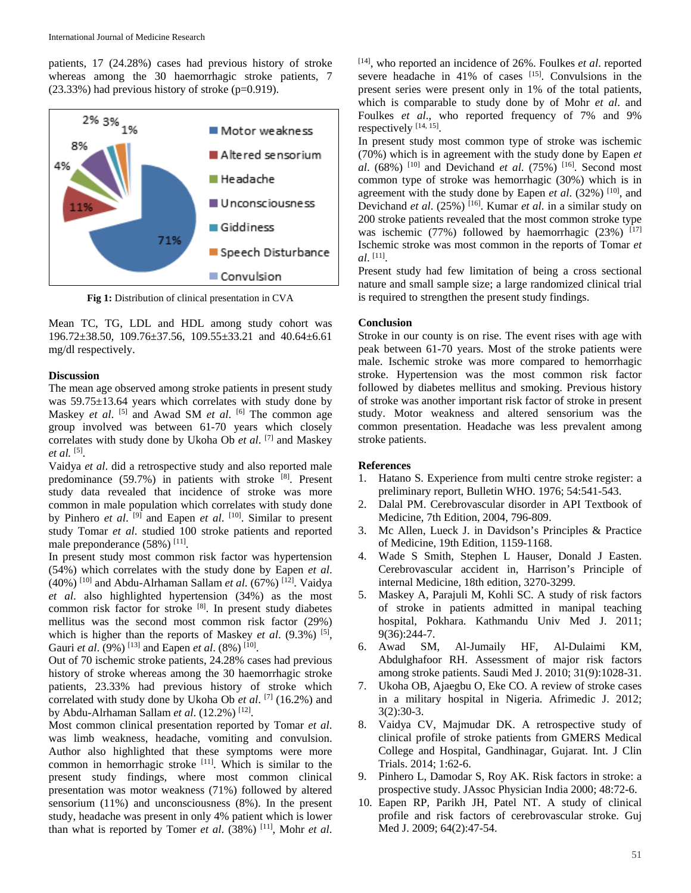patients, 17 (24.28%) cases had previous history of stroke whereas among the 30 haemorrhagic stroke patients, 7 (23.33%) had previous history of stroke (p=0.919).

**Fig 1:** Distribution of clinical presentation in CVA

Mean TC, TG, LDL and HDL among study cohort was 196.72±38.50, 109.76±37.56, 109.55±33.21 and 40.64±6.61 mg/dl respectively.

## Discussion

The mean age observed among stroke patients in present study was 59.75±13.64 years which correlates with study done by Maskey *et al.* [5] and Awad SM *et al.* [6] The common age group involved was between 61-70 years which closely correlates with study done by Ukoha Ob *et al.* [7] and Maskey *et al.* [5].

Vaidya *et al*. did a retrospective study and also reported male predominance (59.7%) in patients with stroke [8]. Present study data revealed that incidence of stroke was more common in male population which correlates with study done by Pinhero *et al.* [9] and Eapen *et al.* [10]. Similar to present study Tomar *et al.* studied 100 stroke patients and reported male preponderance (58%) [11].

In present study most common risk factor was hypertension (54%) which correlates with the study done by Eapen *et al.* (40%) [10] and Abdu-Alrhaman Sallam *et al.* (67%) [12]. Vaidya *et al.* also highlighted hypertension (34%) as the most common risk factor for stroke [8]. In present study diabetes mellitus was the second most common risk factor (29%) which is higher than the reports of Maskey *et al.* (9.3%) [5], Gauri *et al.* (9%) [13] and Eapen *et al.* (8%) [10].

Out of 70 ischemic stroke patients, 24.28% cases had previous history of stroke whereas among the 30 haemorrhagic stroke patients, 23.33% had previous history of stroke which correlated with study done by Ukoha Ob *et al.* [7] (16.2%) and by Abdu-Alrhaman Sallam *et al.* (12.2%) [12].

Most common clinical presentation reported by Tomar *et al.* was limb weakness, headache, vomiting and convulsion. Author also highlighted that these symptoms were more common in hemorrhagic stroke [11]. Which is similar to the present study findings, where most common clinical presentation was motor weakness (71%) followed by altered sensorium (11%) and unconsciousness (8%). In the present study, headache was present in only 4% patient which is lower than what is reported by Tomer *et al.* (38%) [11], Mohr *et al.* [14], who reported an incidence of 26%. Foulkes *et al*. reported severe headache in 41% of cases [15]. Convulsions in the present series were present only in 1% of the total patients, which is comparable to study done by of Mohr *et al.* and Foulkes *et al.*, who reported frequency of 7% and 9% respectively [14, 15].

In present study most common type of stroke was ischemic (70%) which is in agreement with the study done by Eapen *et al.* (68%) [10] and Devichand *et al.* (75%) [16]. Second most common type of stroke was hemorrhagic (30%) which is in agreement with the study done by Eapen *et al.* (32%) [10], and Devichand *et al*. (25%) [16]. Kumar *et al.* in a similar study on 200 stroke patients revealed that the most common stroke type was ischemic (77%) followed by haemorrhagic (23%) [17] Ischemic stroke was most common in the reports of Tomar *et al.* [11].

Present study had few limitation of being a cross sectional nature and small sample size; a large randomized clinical trial is required to strengthen the present study findings.

## Conclusion

Stroke in our county is on rise. The event rises with age with peak between 61-70 years. Most of the stroke patients were male. Ischemic stroke was more compared to hemorrhagic stroke. Hypertension was the most common risk factor followed by diabetes mellitus and smoking. Previous history of stroke was another important risk factor of stroke in present study. Motor weakness and altered sensorium was the common presentation. Headache was less prevalent among stroke patients.

## References

1. Hatano S. Experience from multi centre stroke register: a preliminary report, Bulletin WHO. 1976; 54:541-543.
2. Dalal PM. Cerebrovascular disorder in API Textbook of Medicine, 7th Edition, 2004, 796-809.
3. Mc Allen, Lueck J. in Davidson's Principles & Practice of Medicine, 19th Edition, 1159-1168.
4. Wade S Smith, Stephen L Hauser, Donald J Easten. Cerebrovascular accident in, Harrison's Principle of internal Medicine, 18th edition, 3270-3299.
5. Maskey A, Parajuli M, Kohli SC. A study of risk factors of stroke in patients admitted in manipal teaching hospital, Pokhara. Kathmandu Univ Med J. 2011; 9(36):244-7.
6. Awad SM, Al-Jumaily HF, Al-Dulaimi KM, Abdulghafoor RH. Assessment of major risk factors among stroke patients. Saudi Med J. 2010; 31(9):1028-31.
7. Ukoha OB, Ajaegbu O, Eke CO. A review of stroke cases in a military hospital in Nigeria. Afrimedic J. 2012; 3(2):30-3.
8. Vaidya CV, Majmudar DK. A retrospective study of clinical profile of stroke patients from GMERS Medical College and Hospital, Gandhinagar, Gujarat. Int. J Clin Trials. 2014; 1:62-6.
9. Pinhero L, Damodar S, Roy AK. Risk factors in stroke: a prospective study. JAssoc Physician India 2000; 48:72-6.
10. Eapen RP, Parikh JH, Patel NT. A study of clinical profile and risk factors of cerebrovascular stroke. Guj Med J. 2009; 64(2):47-54.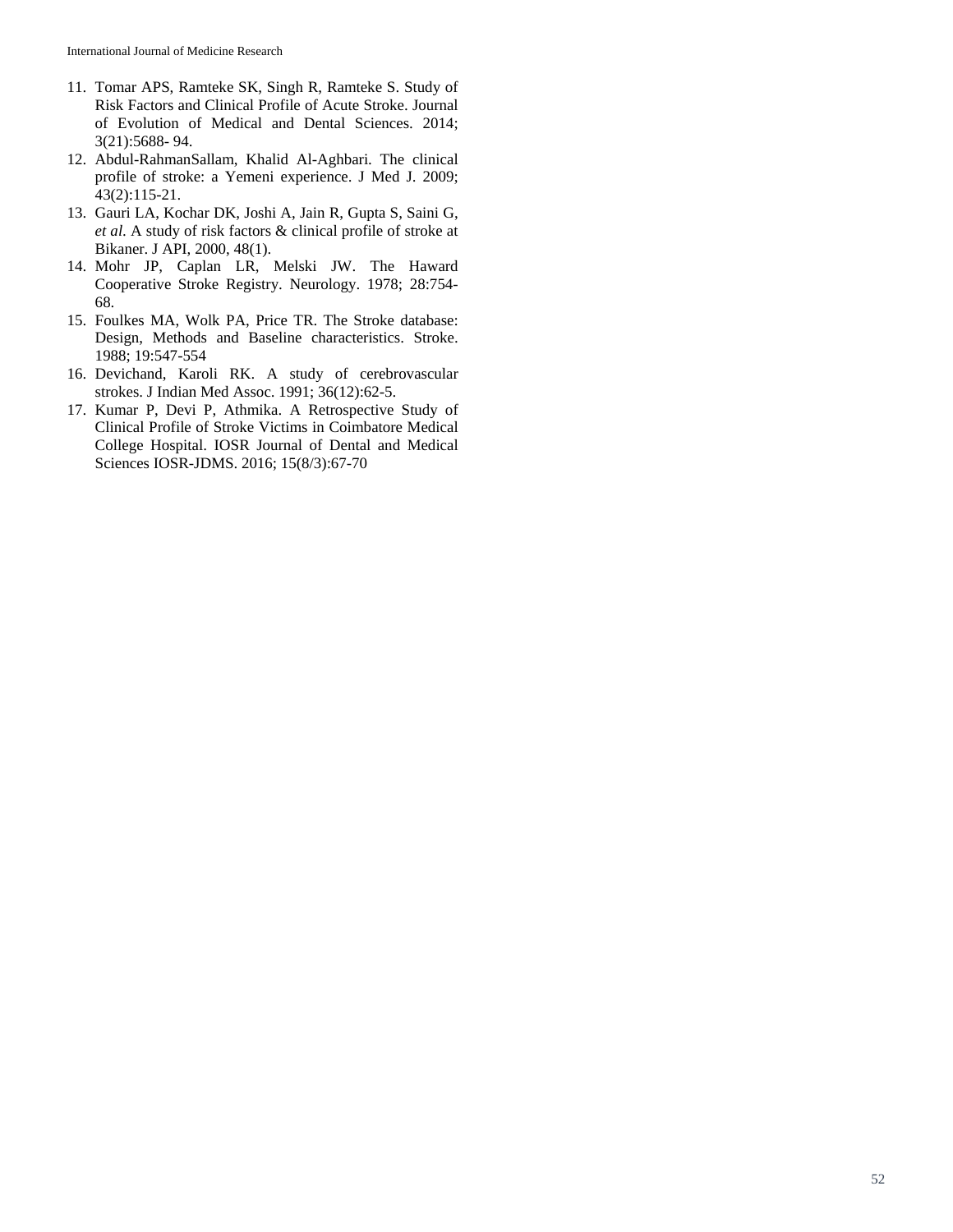11. Tomar APS, Ramteke SK, Singh R, Ramteke S. Study of Risk Factors and Clinical Profile of Acute Stroke. Journal of Evolution of Medical and Dental Sciences. 2014; 3(21):5688- 94.
12. Abdul-RahmanSallam, Khalid Al-Aghbari. The clinical profile of stroke: a Yemeni experience. J Med J. 2009; 43(2):115-21.
13. Gauri LA, Kochar DK, Joshi A, Jain R, Gupta S, Saini G, *et al.* A study of risk factors & clinical profile of stroke at Bikaner. J API, 2000, 48(1).
14. Mohr JP, Caplan LR, Melski JW. The Haward Cooperative Stroke Registry. Neurology. 1978; 28:754-68.
15. Foulkes MA, Wolk PA, Price TR. The Stroke database: Design, Methods and Baseline characteristics. Stroke. 1988; 19:547-554
16. Devichand, Karoli RK. A study of cerebrovascular strokes. J Indian Med Assoc. 1991; 36(12):62-5.
17. Kumar P, Devi P, Athmika. A Retrospective Study of Clinical Profile of Stroke Victims in Coimbatore Medical College Hospital. IOSR Journal of Dental and Medical Sciences IOSR-JDMS. 2016; 15(8/3):67-70